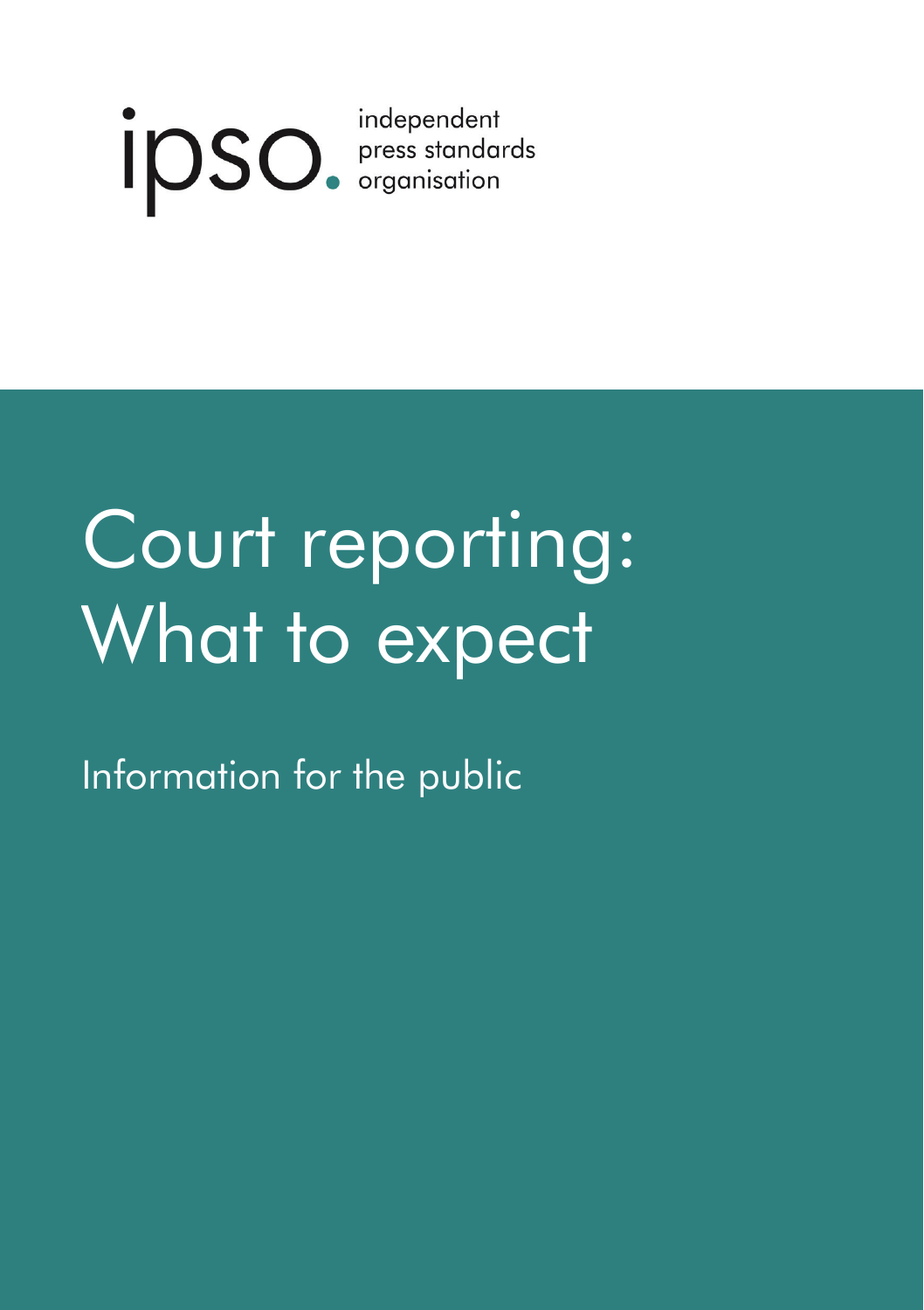ipso. independent press standards organisation

# Court reporting: What to expect

Information for the public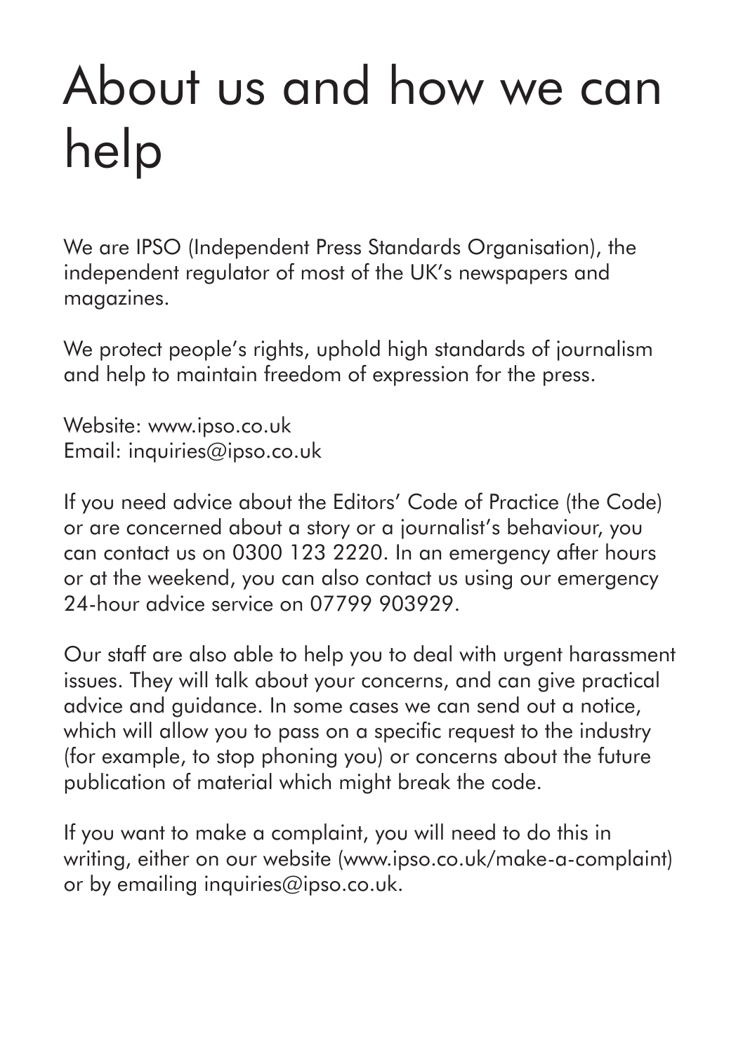# About us and how we can help

We are IPSO (Independent Press Standards Organisation), the independent regulator of most of the UK's newspapers and magazines.

We protect people's rights, uphold high standards of journalism and help to maintain freedom of expression for the press.

Website: www.ipso.co.uk
Email: inquiries@ipso.co.uk

If you need advice about the Editors' Code of Practice (the Code) or are concerned about a story or a journalist's behaviour, you can contact us on 0300 123 2220. In an emergency after hours or at the weekend, you can also contact us using our emergency 24-hour advice service on 07799 903929.

Our staff are also able to help you to deal with urgent harassment issues. They will talk about your concerns, and can give practical advice and guidance. In some cases we can send out a notice, which will allow you to pass on a specific request to the industry (for example, to stop phoning you) or concerns about the future publication of material which might break the code.

If you want to make a complaint, you will need to do this in writing, either on our website (www.ipso.co.uk/make-a-complaint) or by emailing inquiries@ipso.co.uk.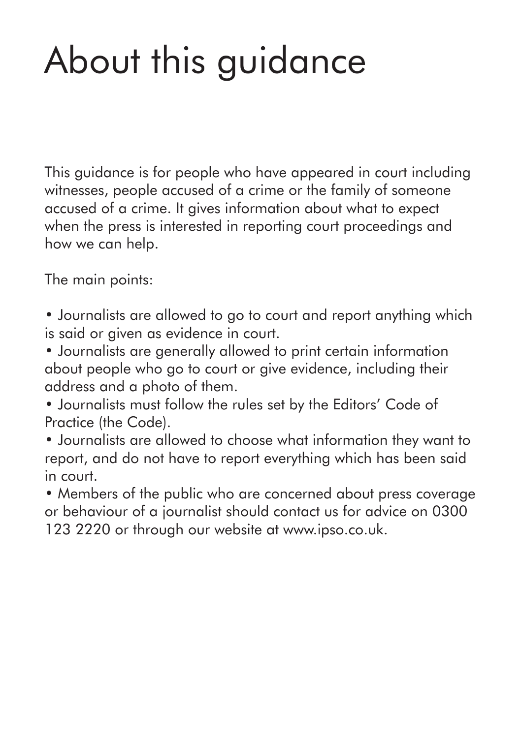# About this guidance

This guidance is for people who have appeared in court including witnesses, people accused of a crime or the family of someone accused of a crime. It gives information about what to expect when the press is interested in reporting court proceedings and how we can help.

The main points:

- Journalists are allowed to go to court and report anything which is said or given as evidence in court.
- Journalists are generally allowed to print certain information about people who go to court or give evidence, including their address and a photo of them.
- Journalists must follow the rules set by the Editors' Code of Practice (the Code).
- Journalists are allowed to choose what information they want to report, and do not have to report everything which has been said in court.
- Members of the public who are concerned about press coverage or behaviour of a journalist should contact us for advice on 0300 123 2220 or through our website at www.ipso.co.uk.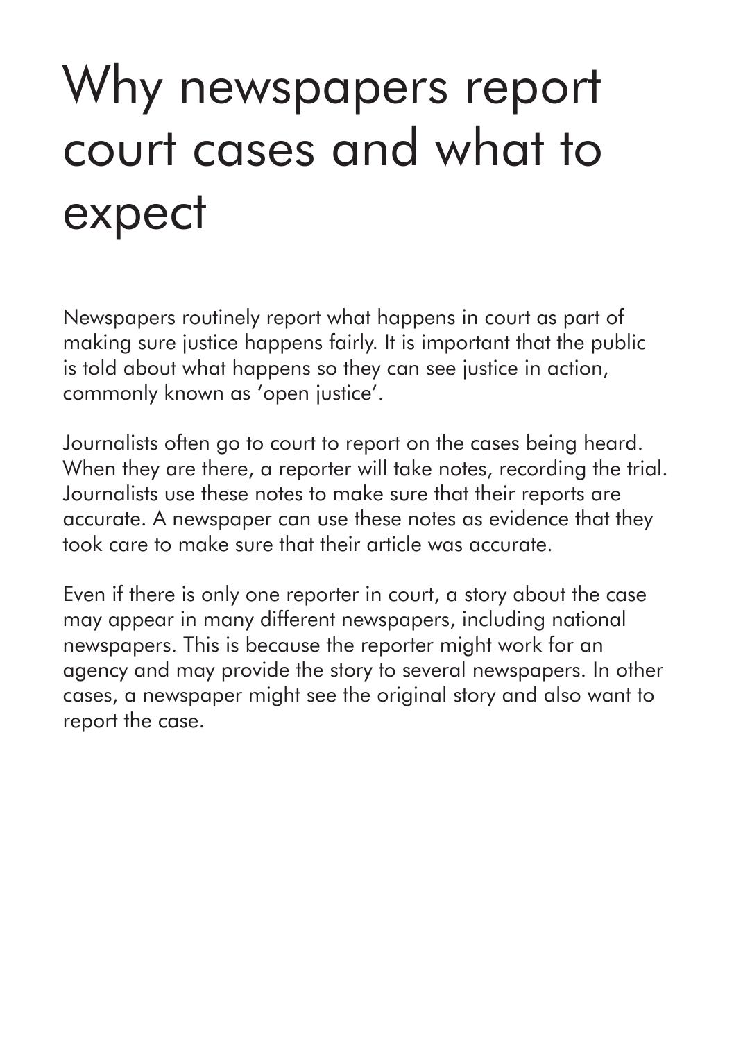# Why newspapers report court cases and what to expect

Newspapers routinely report what happens in court as part of making sure justice happens fairly. It is important that the public is told about what happens so they can see justice in action, commonly known as 'open justice'.

Journalists often go to court to report on the cases being heard. When they are there, a reporter will take notes, recording the trial. Journalists use these notes to make sure that their reports are accurate. A newspaper can use these notes as evidence that they took care to make sure that their article was accurate.

Even if there is only one reporter in court, a story about the case may appear in many different newspapers, including national newspapers. This is because the reporter might work for an agency and may provide the story to several newspapers. In other cases, a newspaper might see the original story and also want to report the case.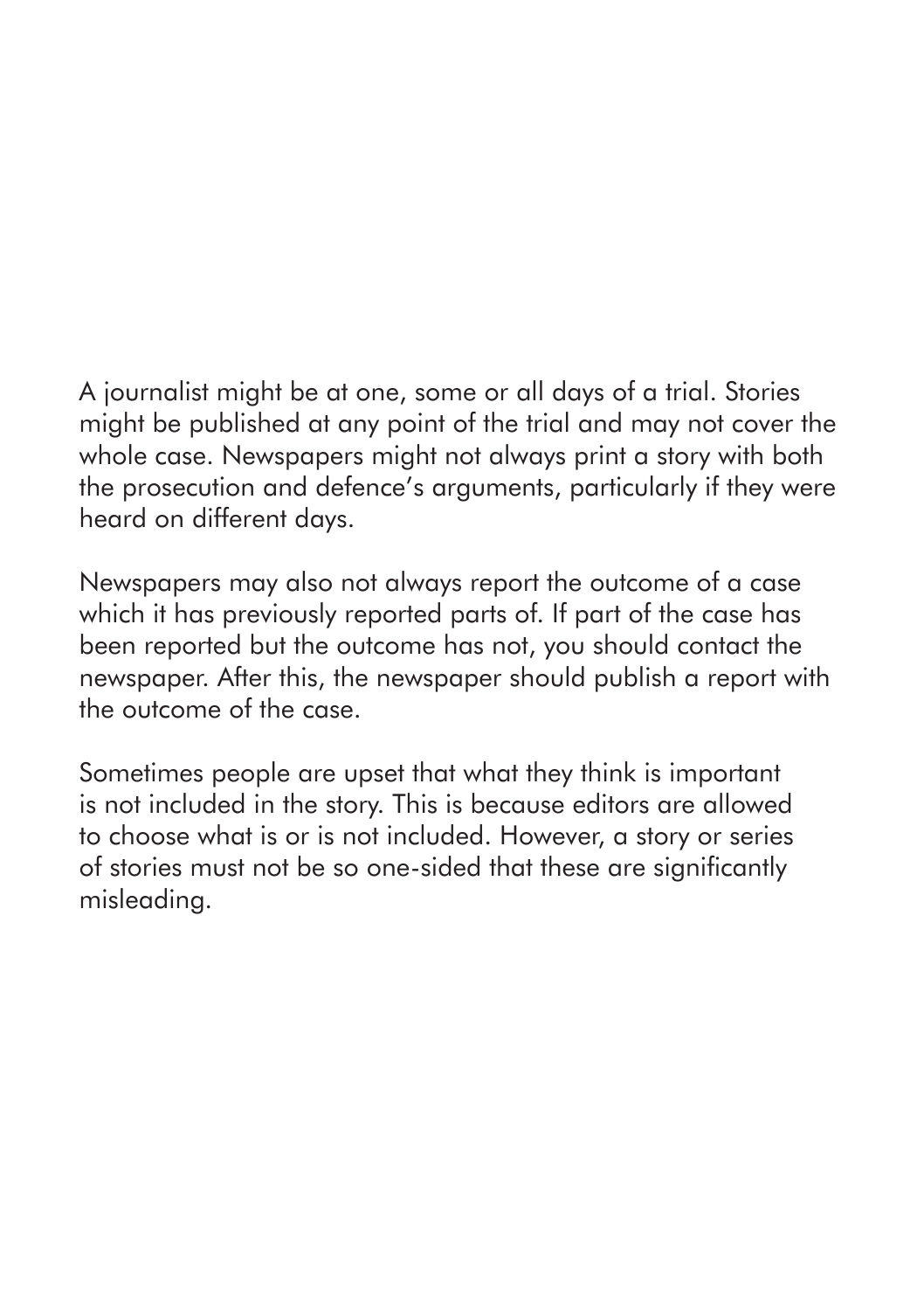A journalist might be at one, some or all days of a trial. Stories might be published at any point of the trial and may not cover the whole case. Newspapers might not always print a story with both the prosecution and defence's arguments, particularly if they were heard on different days.

Newspapers may also not always report the outcome of a case which it has previously reported parts of. If part of the case has been reported but the outcome has not, you should contact the newspaper. After this, the newspaper should publish a report with the outcome of the case.

Sometimes people are upset that what they think is important is not included in the story. This is because editors are allowed to choose what is or is not included. However, a story or series of stories must not be so one-sided that these are significantly misleading.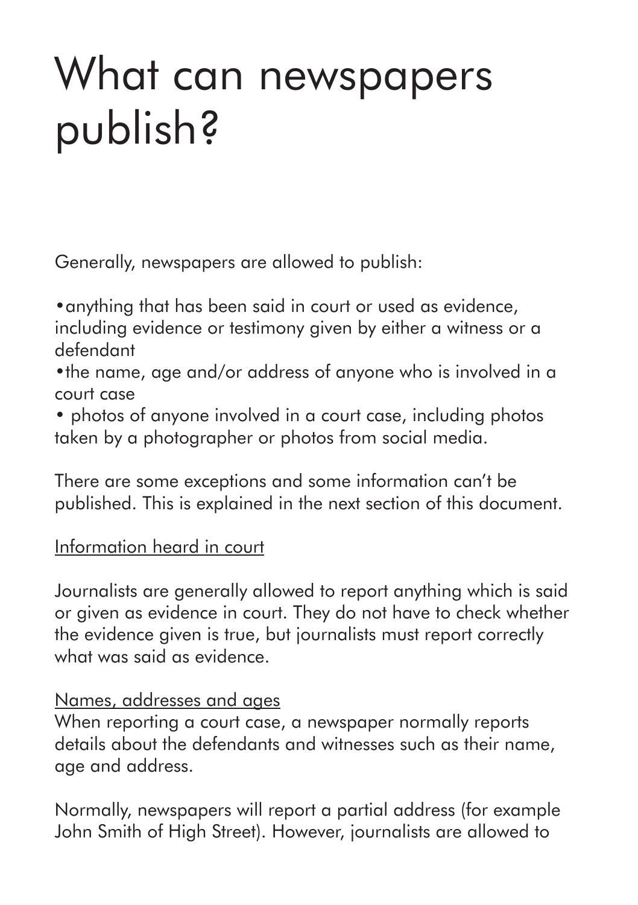# What can newspapers publish?

Generally, newspapers are allowed to publish:

- anything that has been said in court or used as evidence, including evidence or testimony given by either a witness or a defendant
- the name, age and/or address of anyone who is involved in a court case
- photos of anyone involved in a court case, including photos taken by a photographer or photos from social media.

There are some exceptions and some information can't be published. This is explained in the next section of this document.

<u>Information heard in court</u>

Journalists are generally allowed to report anything which is said or given as evidence in court. They do not have to check whether the evidence given is true, but journalists must report correctly what was said as evidence.

<u>Names, addresses and ages</u>

When reporting a court case, a newspaper normally reports details about the defendants and witnesses such as their name, age and address.

Normally, newspapers will report a partial address (for example John Smith of High Street). However, journalists are allowed to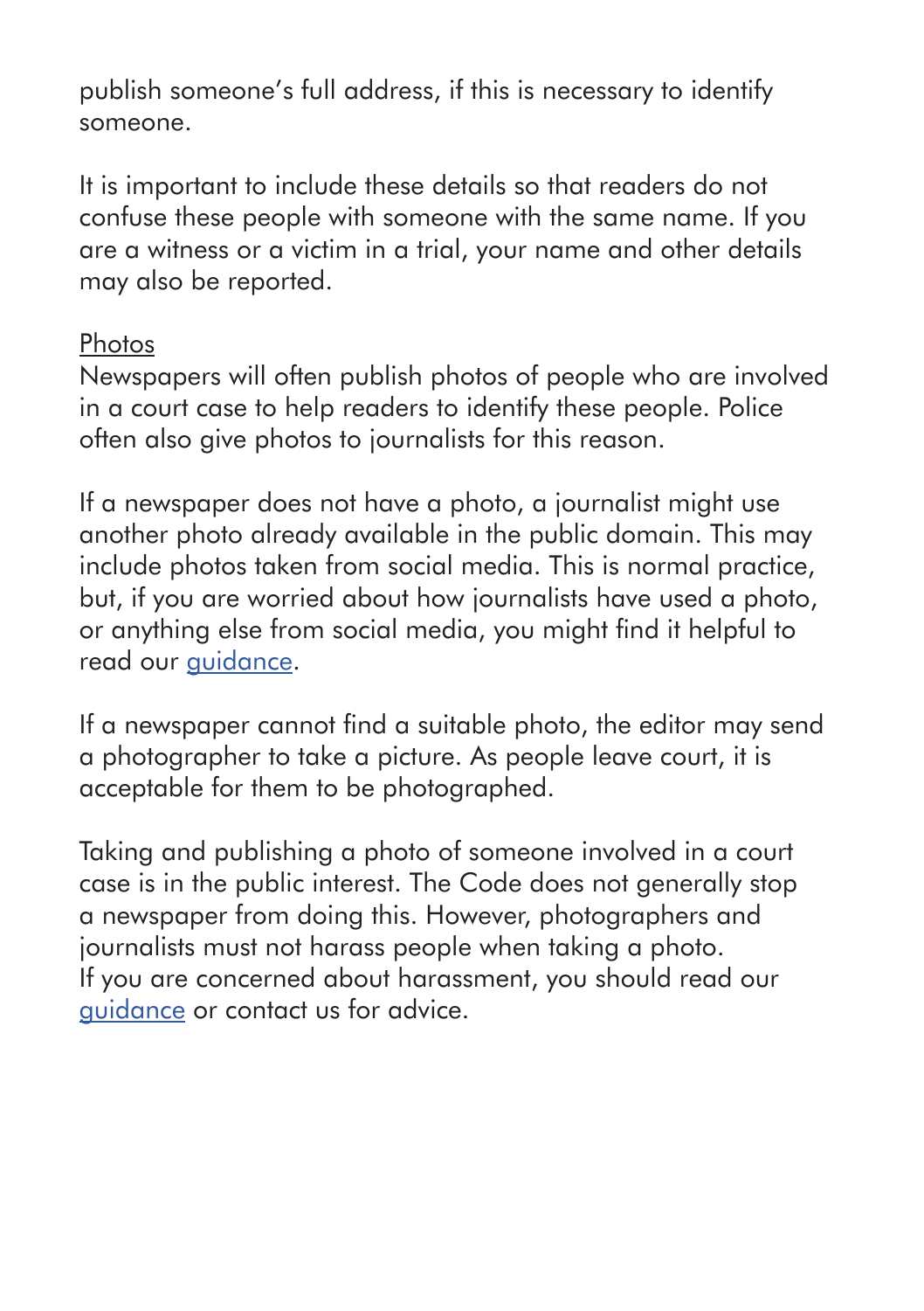publish someone's full address, if this is necessary to identify someone.

It is important to include these details so that readers do not confuse these people with someone with the same name. If you are a witness or a victim in a trial, your name and other details may also be reported.

Photos

Newspapers will often publish photos of people who are involved in a court case to help readers to identify these people. Police often also give photos to journalists for this reason.

If a newspaper does not have a photo, a journalist might use another photo already available in the public domain. This may include photos taken from social media. This is normal practice, but, if you are worried about how journalists have used a photo, or anything else from social media, you might find it helpful to read our guidance.

If a newspaper cannot find a suitable photo, the editor may send a photographer to take a picture. As people leave court, it is acceptable for them to be photographed.

Taking and publishing a photo of someone involved in a court case is in the public interest. The Code does not generally stop a newspaper from doing this. However, photographers and journalists must not harass people when taking a photo.
If you are concerned about harassment, you should read our guidance or contact us for advice.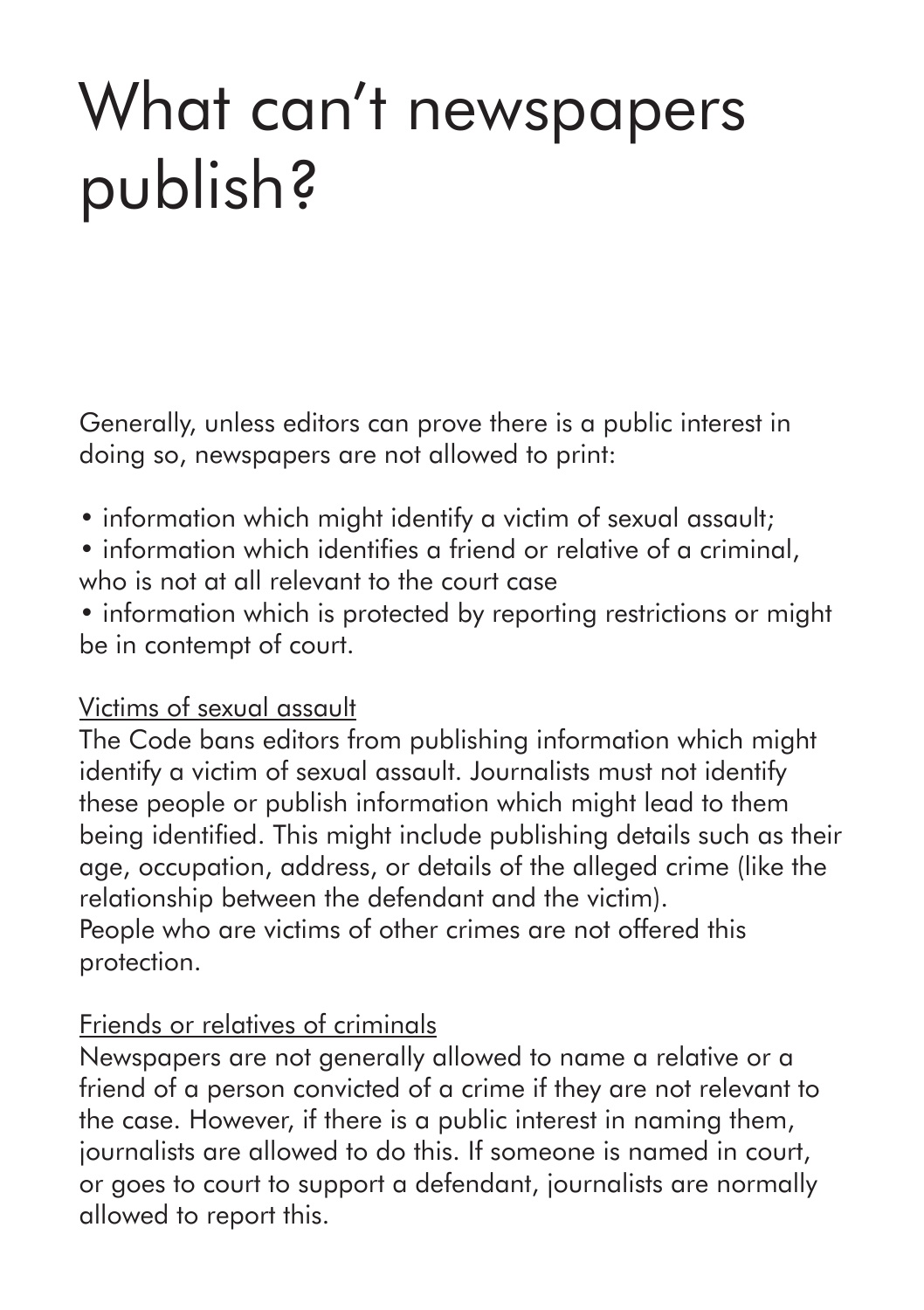# What can't newspapers publish?

Generally, unless editors can prove there is a public interest in doing so, newspapers are not allowed to print:

- information which might identify a victim of sexual assault;
- information which identifies a friend or relative of a criminal, who is not at all relevant to the court case
- information which is protected by reporting restrictions or might be in contempt of court.

<u>Victims of sexual assault</u>

The Code bans editors from publishing information which might identify a victim of sexual assault. Journalists must not identify these people or publish information which might lead to them being identified. This might include publishing details such as their age, occupation, address, or details of the alleged crime (like the relationship between the defendant and the victim).
People who are victims of other crimes are not offered this protection.

<u>Friends or relatives of criminals</u>

Newspapers are not generally allowed to name a relative or a friend of a person convicted of a crime if they are not relevant to the case. However, if there is a public interest in naming them, journalists are allowed to do this. If someone is named in court, or goes to court to support a defendant, journalists are normally allowed to report this.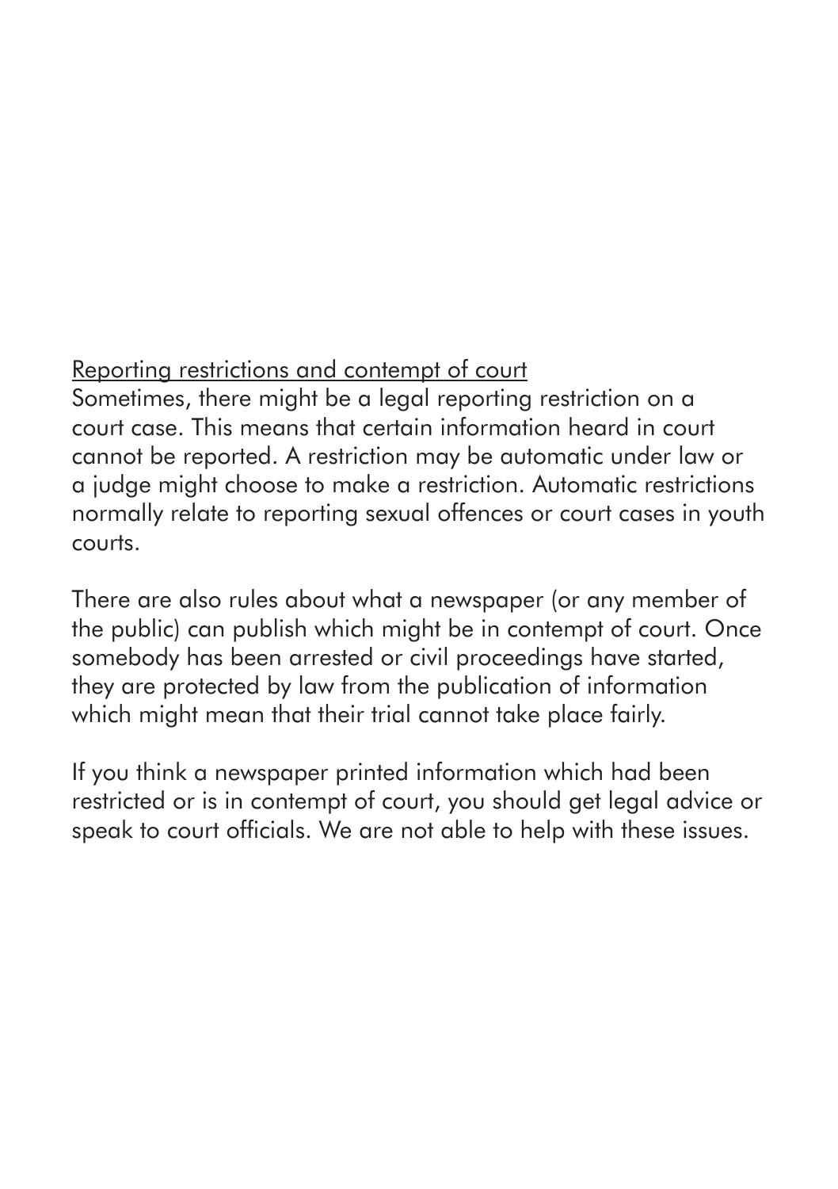## Reporting restrictions and contempt of court

Sometimes, there might be a legal reporting restriction on a court case. This means that certain information heard in court cannot be reported. A restriction may be automatic under law or a judge might choose to make a restriction. Automatic restrictions normally relate to reporting sexual offences or court cases in youth courts.

There are also rules about what a newspaper (or any member of the public) can publish which might be in contempt of court. Once somebody has been arrested or civil proceedings have started, they are protected by law from the publication of information which might mean that their trial cannot take place fairly.

If you think a newspaper printed information which had been restricted or is in contempt of court, you should get legal advice or speak to court officials. We are not able to help with these issues.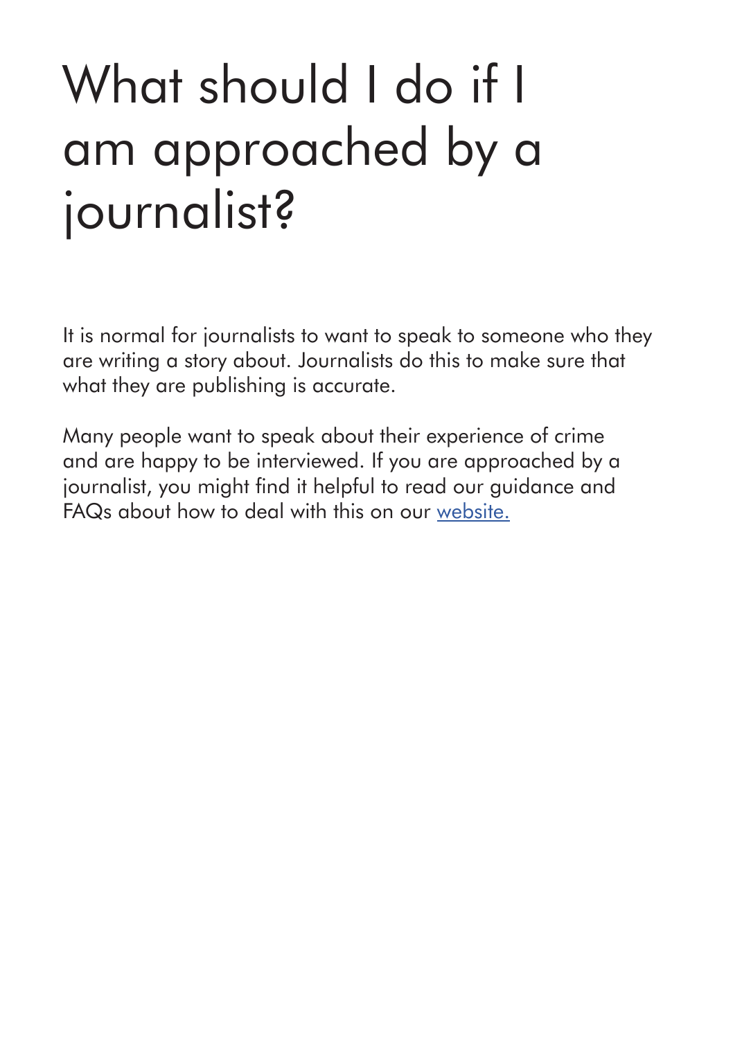# What should I do if I am approached by a journalist?

It is normal for journalists to want to speak to someone who they are writing a story about. Journalists do this to make sure that what they are publishing is accurate.

Many people want to speak about their experience of crime and are happy to be interviewed. If you are approached by a journalist, you might find it helpful to read our guidance and FAQs about how to deal with this on our website.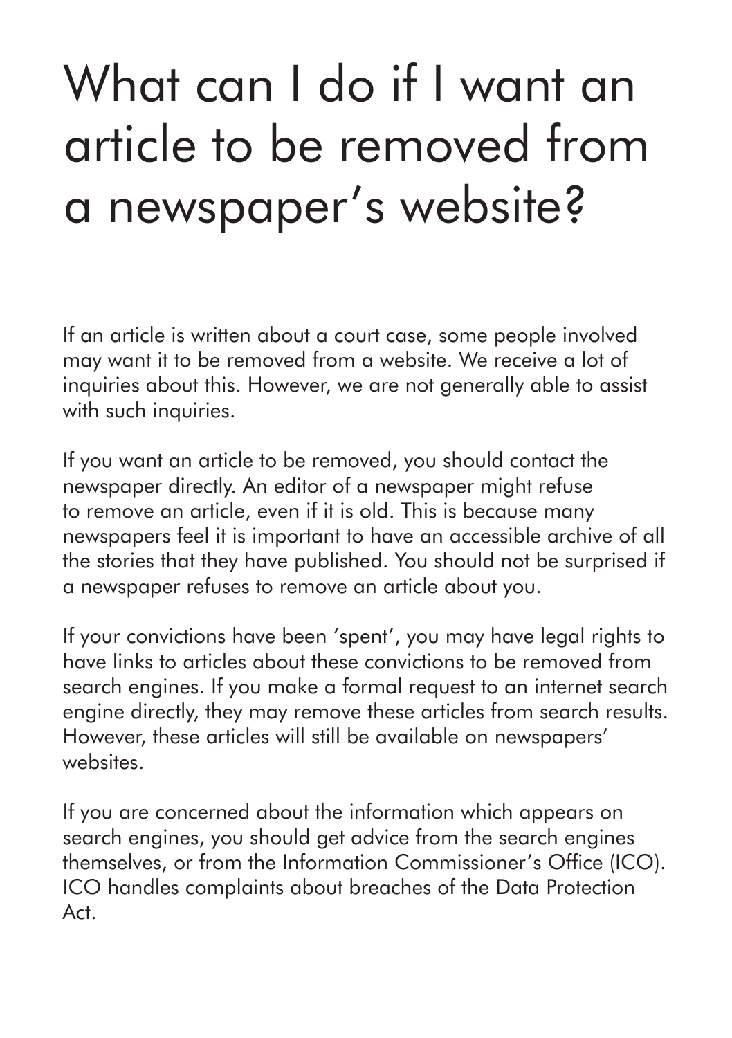# What can I do if I want an article to be removed from a newspaper's website?

If an article is written about a court case, some people involved may want it to be removed from a website. We receive a lot of inquiries about this. However, we are not generally able to assist with such inquiries.

If you want an article to be removed, you should contact the newspaper directly. An editor of a newspaper might refuse to remove an article, even if it is old. This is because many newspapers feel it is important to have an accessible archive of all the stories that they have published. You should not be surprised if a newspaper refuses to remove an article about you.

If your convictions have been 'spent', you may have legal rights to have links to articles about these convictions to be removed from search engines. If you make a formal request to an internet search engine directly, they may remove these articles from search results. However, these articles will still be available on newspapers' websites.

If you are concerned about the information which appears on search engines, you should get advice from the search engines themselves, or from the Information Commissioner's Office (ICO). ICO handles complaints about breaches of the Data Protection Act.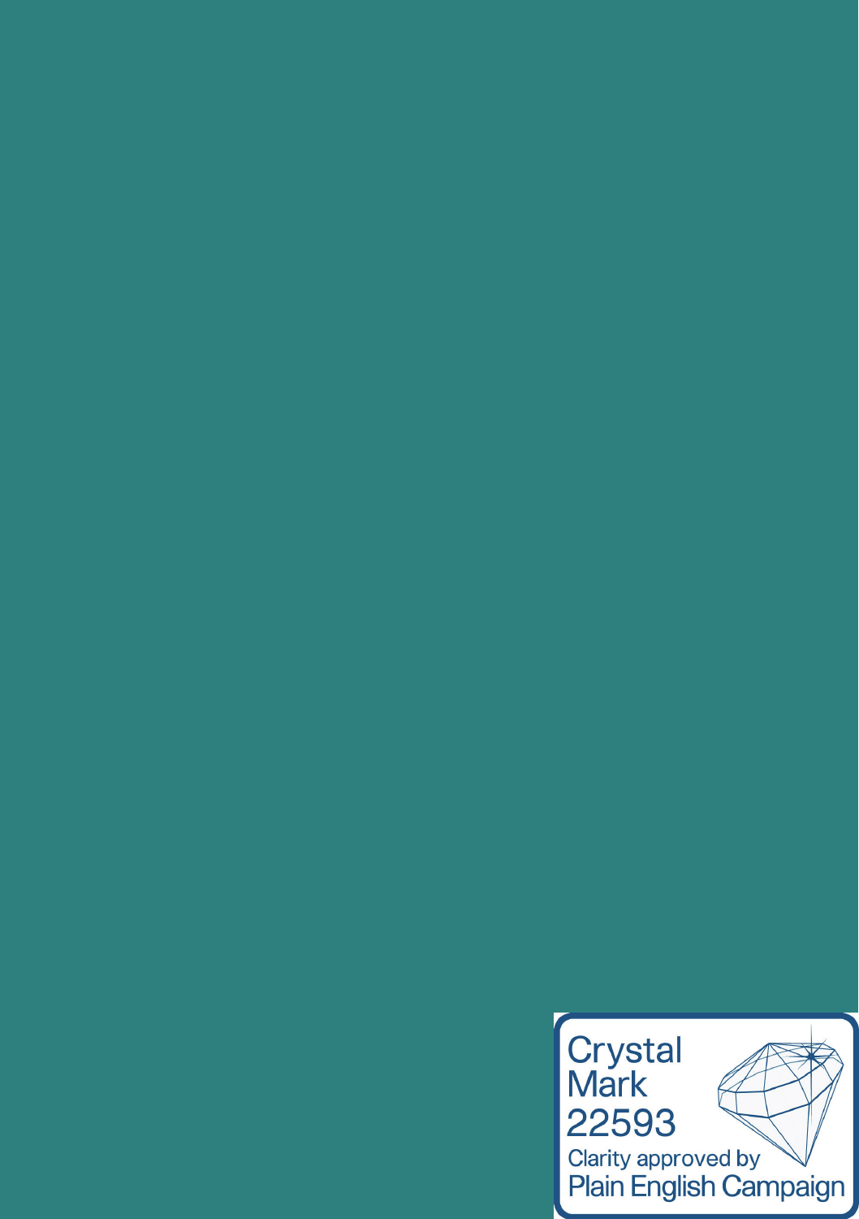Crystal Mark 22593

Clarity approved by Plain English Campaign